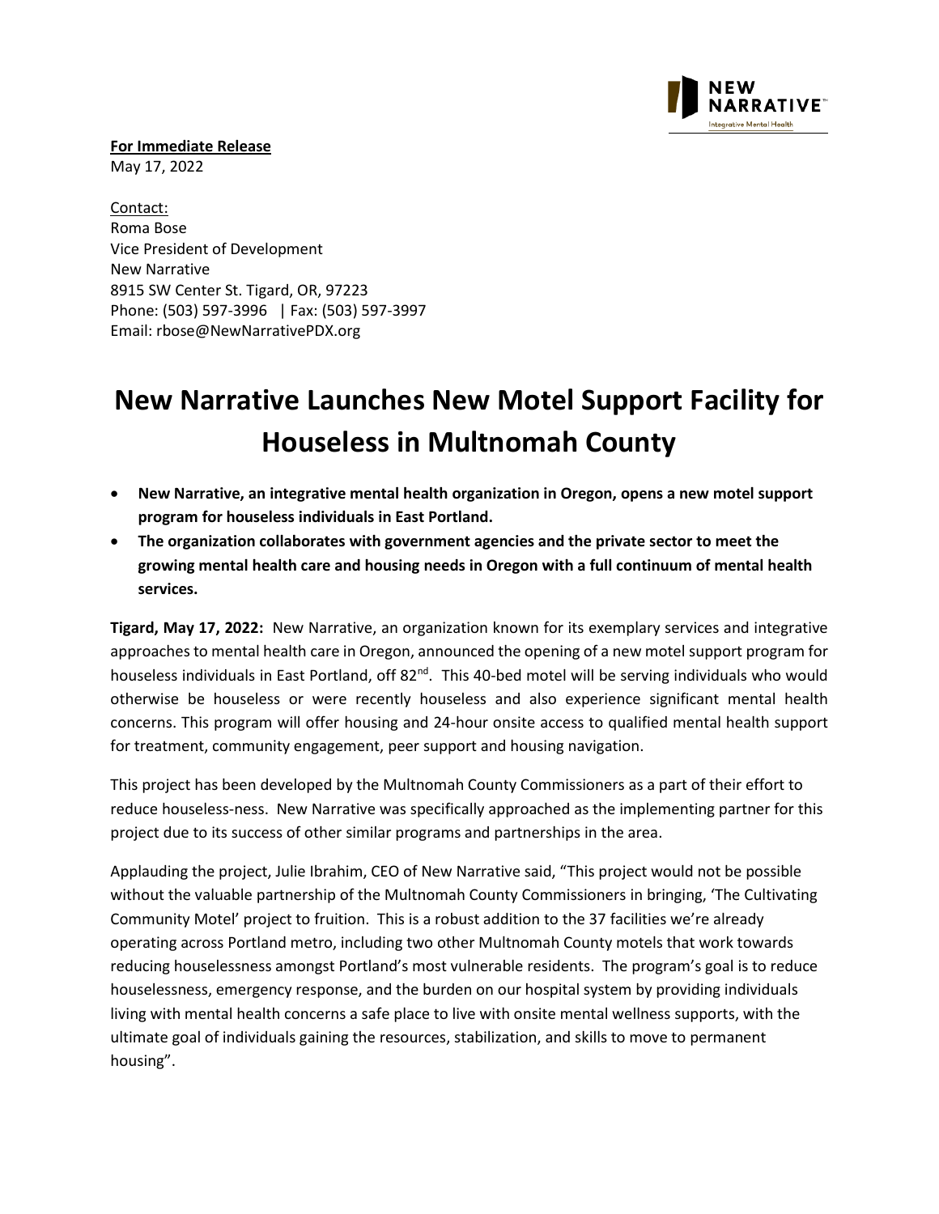**For Immediate Release**
May 17, 2022

Contact:
Roma Bose
Vice President of Development
New Narrative
8915 SW Center St. Tigard, OR, 97223
Phone: (503) 597-3996 | Fax: (503) 597-3997
Email: rbose@NewNarrativePDX.org

# New Narrative Launches New Motel Support Facility for Houseless in Multnomah County

- **New Narrative, an integrative mental health organization in Oregon, opens a new motel support program for houseless individuals in East Portland.**
- **The organization collaborates with government agencies and the private sector to meet the growing mental health care and housing needs in Oregon with a full continuum of mental health services.**

**Tigard, May 17, 2022:** New Narrative, an organization known for its exemplary services and integrative approaches to mental health care in Oregon, announced the opening of a new motel support program for houseless individuals in East Portland, off 82nd. This 40-bed motel will be serving individuals who would otherwise be houseless or were recently houseless and also experience significant mental health concerns. This program will offer housing and 24-hour onsite access to qualified mental health support for treatment, community engagement, peer support and housing navigation.

This project has been developed by the Multnomah County Commissioners as a part of their effort to reduce houseless-ness. New Narrative was specifically approached as the implementing partner for this project due to its success of other similar programs and partnerships in the area.

Applauding the project, Julie Ibrahim, CEO of New Narrative said, "This project would not be possible without the valuable partnership of the Multnomah County Commissioners in bringing, 'The Cultivating Community Motel' project to fruition. This is a robust addition to the 37 facilities we're already operating across Portland metro, including two other Multnomah County motels that work towards reducing houselessness amongst Portland's most vulnerable residents. The program's goal is to reduce houselessness, emergency response, and the burden on our hospital system by providing individuals living with mental health concerns a safe place to live with onsite mental wellness supports, with the ultimate goal of individuals gaining the resources, stabilization, and skills to move to permanent housing".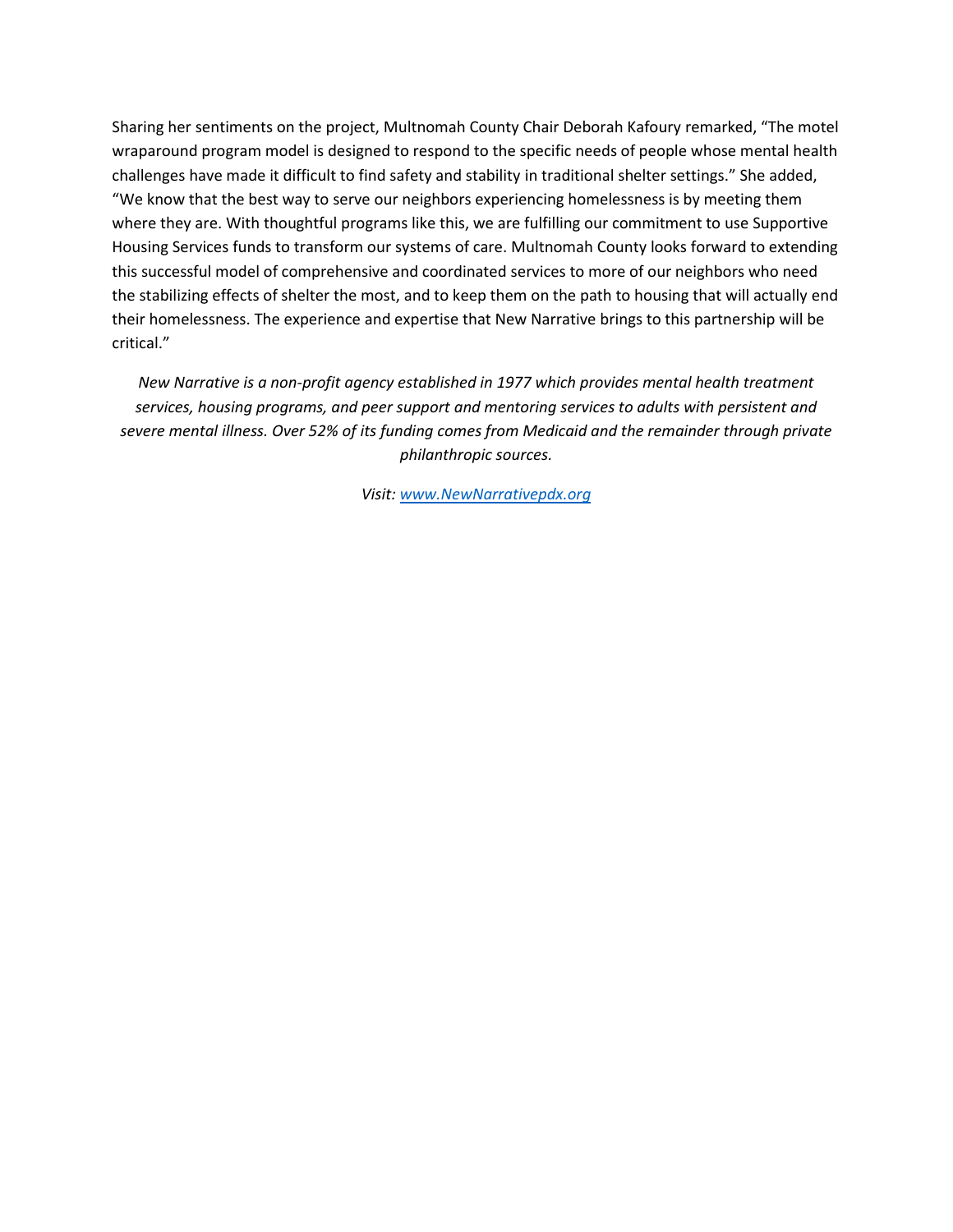Sharing her sentiments on the project, Multnomah County Chair Deborah Kafoury remarked, “The motel wraparound program model is designed to respond to the specific needs of people whose mental health challenges have made it difficult to find safety and stability in traditional shelter settings.” She added, “We know that the best way to serve our neighbors experiencing homelessness is by meeting them where they are. With thoughtful programs like this, we are fulfilling our commitment to use Supportive Housing Services funds to transform our systems of care. Multnomah County looks forward to extending this successful model of comprehensive and coordinated services to more of our neighbors who need the stabilizing effects of shelter the most, and to keep them on the path to housing that will actually end their homelessness. The experience and expertise that New Narrative brings to this partnership will be critical.”

*New Narrative is a non-profit agency established in 1977 which provides mental health treatment services, housing programs, and peer support and mentoring services to adults with persistent and severe mental illness. Over 52% of its funding comes from Medicaid and the remainder through private philanthropic sources.*

*Visit: [www.NewNarrativepdx.org](http://www.NewNarrativepdx.org)*